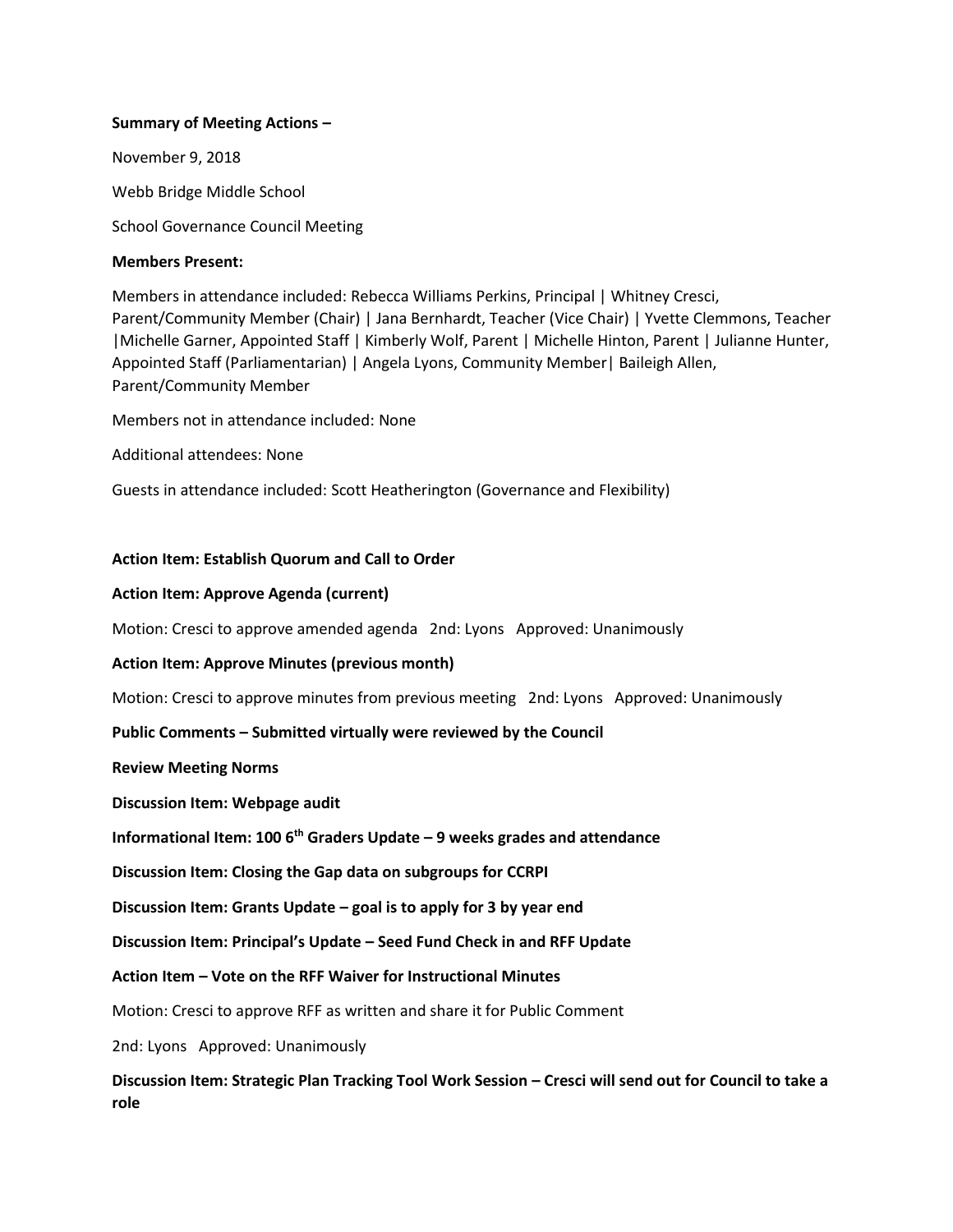**Summary of Meeting Actions –**

November 9, 2018

Webb Bridge Middle School

School Governance Council Meeting

**Members Present:**

Members in attendance included: Rebecca Williams Perkins, Principal | Whitney Cresci, Parent/Community Member (Chair) | Jana Bernhardt, Teacher (Vice Chair) | Yvette Clemmons, Teacher |Michelle Garner, Appointed Staff | Kimberly Wolf, Parent | Michelle Hinton, Parent | Julianne Hunter, Appointed Staff (Parliamentarian) | Angela Lyons, Community Member| Baileigh Allen, Parent/Community Member

Members not in attendance included: None

Additional attendees: None

Guests in attendance included: Scott Heatherington (Governance and Flexibility)

**Action Item: Establish Quorum and Call to Order**

**Action Item: Approve Agenda (current)**

Motion: Cresci to approve amended agenda 2nd: Lyons Approved: Unanimously

**Action Item: Approve Minutes (previous month)**

Motion: Cresci to approve minutes from previous meeting 2nd: Lyons Approved: Unanimously

**Public Comments – Submitted virtually were reviewed by the Council**

**Review Meeting Norms**

**Discussion Item: Webpage audit**

**Informational Item: 100 6th Graders Update – 9 weeks grades and attendance**

**Discussion Item: Closing the Gap data on subgroups for CCRPI**

**Discussion Item: Grants Update – goal is to apply for 3 by year end**

**Discussion Item: Principal's Update – Seed Fund Check in and RFF Update**

**Action Item – Vote on the RFF Waiver for Instructional Minutes**

Motion: Cresci to approve RFF as written and share it for Public Comment

2nd: Lyons Approved: Unanimously

**Discussion Item: Strategic Plan Tracking Tool Work Session – Cresci will send out for Council to take a role**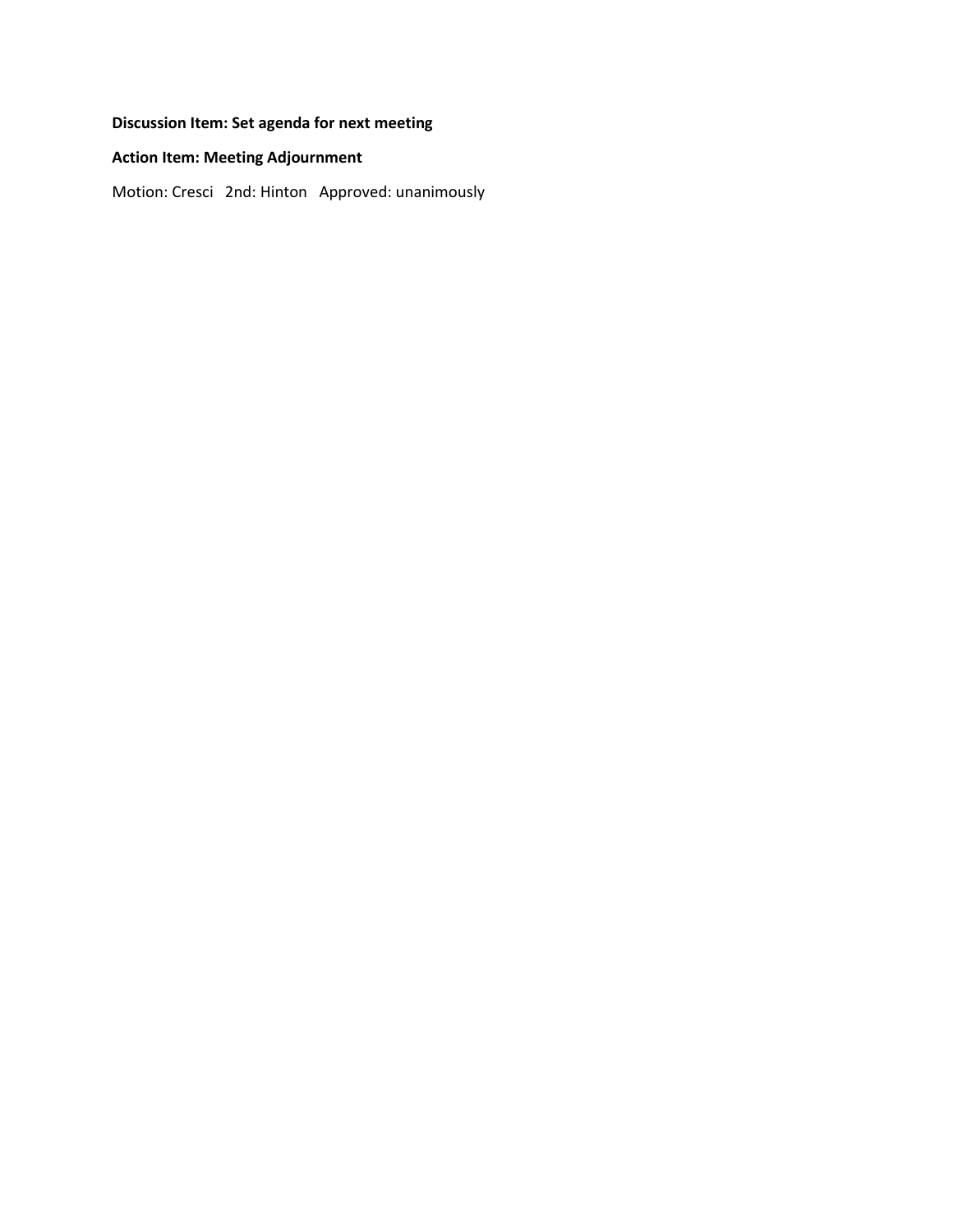**Discussion Item: Set agenda for next meeting**

**Action Item: Meeting Adjournment**

Motion: Cresci 2nd: Hinton Approved: unanimously